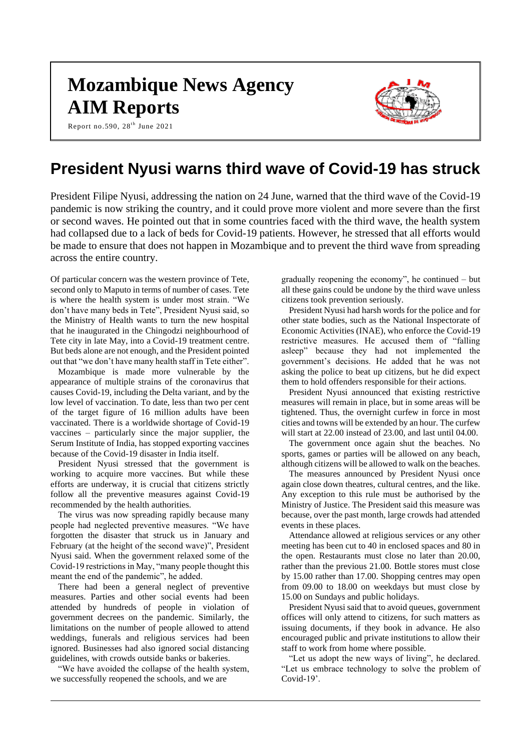# Mozambique News Agency
# AIM Reports

Report no.590, 28th June 2021

## President Nyusi warns third wave of Covid-19 has struck

President Filipe Nyusi, addressing the nation on 24 June, warned that the third wave of the Covid-19 pandemic is now striking the country, and it could prove more violent and more severe than the first or second waves. He pointed out that in some countries faced with the third wave, the health system had collapsed due to a lack of beds for Covid-19 patients. However, he stressed that all efforts would be made to ensure that does not happen in Mozambique and to prevent the third wave from spreading across the entire country.

Of particular concern was the western province of Tete, second only to Maputo in terms of number of cases. Tete is where the health system is under most strain. "We don't have many beds in Tete", President Nyusi said, so the Ministry of Health wants to turn the new hospital that he inaugurated in the Chingodzi neighbourhood of Tete city in late May, into a Covid-19 treatment centre. But beds alone are not enough, and the President pointed out that "we don't have many health staff in Tete either".

Mozambique is made more vulnerable by the appearance of multiple strains of the coronavirus that causes Covid-19, including the Delta variant, and by the low level of vaccination. To date, less than two per cent of the target figure of 16 million adults have been vaccinated. There is a worldwide shortage of Covid-19 vaccines – particularly since the major supplier, the Serum Institute of India, has stopped exporting vaccines because of the Covid-19 disaster in India itself.

President Nyusi stressed that the government is working to acquire more vaccines. But while these efforts are underway, it is crucial that citizens strictly follow all the preventive measures against Covid-19 recommended by the health authorities.

The virus was now spreading rapidly because many people had neglected preventive measures. "We have forgotten the disaster that struck us in January and February (at the height of the second wave)", President Nyusi said. When the government relaxed some of the Covid-19 restrictions in May, "many people thought this meant the end of the pandemic", he added.

There had been a general neglect of preventive measures. Parties and other social events had been attended by hundreds of people in violation of government decrees on the pandemic. Similarly, the limitations on the number of people allowed to attend weddings, funerals and religious services had been ignored. Businesses had also ignored social distancing guidelines, with crowds outside banks or bakeries.

"We have avoided the collapse of the health system, we successfully reopened the schools, and we are gradually reopening the economy", he continued – but all these gains could be undone by the third wave unless citizens took prevention seriously.

President Nyusi had harsh words for the police and for other state bodies, such as the National Inspectorate of Economic Activities (INAE), who enforce the Covid-19 restrictive measures. He accused them of "falling asleep" because they had not implemented the government's decisions. He added that he was not asking the police to beat up citizens, but he did expect them to hold offenders responsible for their actions.

President Nyusi announced that existing restrictive measures will remain in place, but in some areas will be tightened. Thus, the overnight curfew in force in most cities and towns will be extended by an hour. The curfew will start at 22.00 instead of 23.00, and last until 04.00.

The government once again shut the beaches. No sports, games or parties will be allowed on any beach, although citizens will be allowed to walk on the beaches.

The measures announced by President Nyusi once again close down theatres, cultural centres, and the like. Any exception to this rule must be authorised by the Ministry of Justice. The President said this measure was because, over the past month, large crowds had attended events in these places.

Attendance allowed at religious services or any other meeting has been cut to 40 in enclosed spaces and 80 in the open. Restaurants must close no later than 20.00, rather than the previous 21.00. Bottle stores must close by 15.00 rather than 17.00. Shopping centres may open from 09.00 to 18.00 on weekdays but must close by 15.00 on Sundays and public holidays.

President Nyusi said that to avoid queues, government offices will only attend to citizens, for such matters as issuing documents, if they book in advance. He also encouraged public and private institutions to allow their staff to work from home where possible.

"Let us adopt the new ways of living", he declared. "Let us embrace technology to solve the problem of Covid-19'.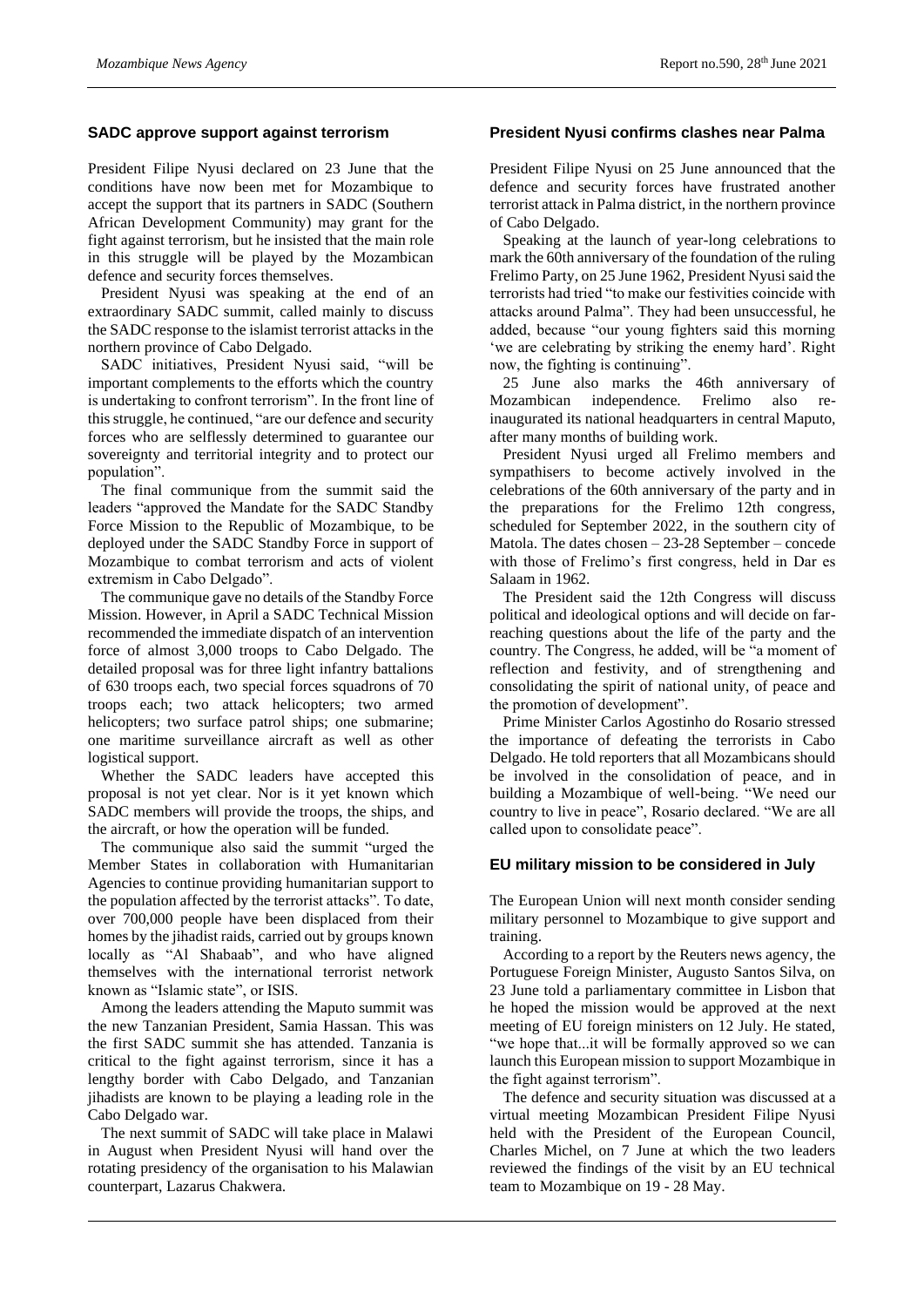## SADC approve support against terrorism

President Filipe Nyusi declared on 23 June that the conditions have now been met for Mozambique to accept the support that its partners in SADC (Southern African Development Community) may grant for the fight against terrorism, but he insisted that the main role in this struggle will be played by the Mozambican defence and security forces themselves.

President Nyusi was speaking at the end of an extraordinary SADC summit, called mainly to discuss the SADC response to the islamist terrorist attacks in the northern province of Cabo Delgado.

SADC initiatives, President Nyusi said, "will be important complements to the efforts which the country is undertaking to confront terrorism". In the front line of this struggle, he continued, "are our defence and security forces who are selflessly determined to guarantee our sovereignty and territorial integrity and to protect our population".

The final communique from the summit said the leaders "approved the Mandate for the SADC Standby Force Mission to the Republic of Mozambique, to be deployed under the SADC Standby Force in support of Mozambique to combat terrorism and acts of violent extremism in Cabo Delgado".

The communique gave no details of the Standby Force Mission. However, in April a SADC Technical Mission recommended the immediate dispatch of an intervention force of almost 3,000 troops to Cabo Delgado. The detailed proposal was for three light infantry battalions of 630 troops each, two special forces squadrons of 70 troops each; two attack helicopters; two armed helicopters; two surface patrol ships; one submarine; one maritime surveillance aircraft as well as other logistical support.

Whether the SADC leaders have accepted this proposal is not yet clear. Nor is it yet known which SADC members will provide the troops, the ships, and the aircraft, or how the operation will be funded.

The communique also said the summit "urged the Member States in collaboration with Humanitarian Agencies to continue providing humanitarian support to the population affected by the terrorist attacks". To date, over 700,000 people have been displaced from their homes by the jihadist raids, carried out by groups known locally as "Al Shabaab", and who have aligned themselves with the international terrorist network known as "Islamic state", or ISIS.

Among the leaders attending the Maputo summit was the new Tanzanian President, Samia Hassan. This was the first SADC summit she has attended. Tanzania is critical to the fight against terrorism, since it has a lengthy border with Cabo Delgado, and Tanzanian jihadists are known to be playing a leading role in the Cabo Delgado war.

The next summit of SADC will take place in Malawi in August when President Nyusi will hand over the rotating presidency of the organisation to his Malawian counterpart, Lazarus Chakwera.

## President Nyusi confirms clashes near Palma

President Filipe Nyusi on 25 June announced that the defence and security forces have frustrated another terrorist attack in Palma district, in the northern province of Cabo Delgado.

Speaking at the launch of year-long celebrations to mark the 60th anniversary of the foundation of the ruling Frelimo Party, on 25 June 1962, President Nyusi said the terrorists had tried "to make our festivities coincide with attacks around Palma". They had been unsuccessful, he added, because "our young fighters said this morning 'we are celebrating by striking the enemy hard'. Right now, the fighting is continuing".

25 June also marks the 46th anniversary of Mozambican independence. Frelimo also re-inaugurated its national headquarters in central Maputo, after many months of building work.

President Nyusi urged all Frelimo members and sympathisers to become actively involved in the celebrations of the 60th anniversary of the party and in the preparations for the Frelimo 12th congress, scheduled for September 2022, in the southern city of Matola. The dates chosen – 23-28 September – concede with those of Frelimo's first congress, held in Dar es Salaam in 1962.

The President said the 12th Congress will discuss political and ideological options and will decide on far-reaching questions about the life of the party and the country. The Congress, he added, will be "a moment of reflection and festivity, and of strengthening and consolidating the spirit of national unity, of peace and the promotion of development".

Prime Minister Carlos Agostinho do Rosario stressed the importance of defeating the terrorists in Cabo Delgado. He told reporters that all Mozambicans should be involved in the consolidation of peace, and in building a Mozambique of well-being. "We need our country to live in peace", Rosario declared. "We are all called upon to consolidate peace".

## EU military mission to be considered in July

The European Union will next month consider sending military personnel to Mozambique to give support and training.

According to a report by the Reuters news agency, the Portuguese Foreign Minister, Augusto Santos Silva, on 23 June told a parliamentary committee in Lisbon that he hoped the mission would be approved at the next meeting of EU foreign ministers on 12 July. He stated, "we hope that...it will be formally approved so we can launch this European mission to support Mozambique in the fight against terrorism".

The defence and security situation was discussed at a virtual meeting Mozambican President Filipe Nyusi held with the President of the European Council, Charles Michel, on 7 June at which the two leaders reviewed the findings of the visit by an EU technical team to Mozambique on 19 - 28 May.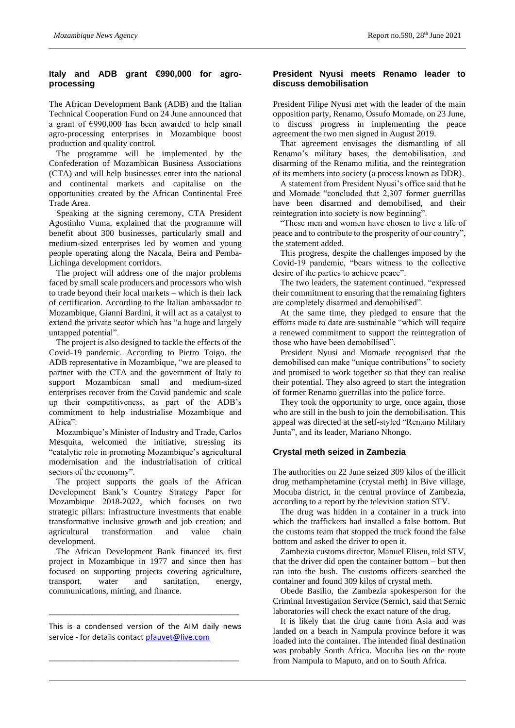## Italy and ADB grant €990,000 for agro-processing

The African Development Bank (ADB) and the Italian Technical Cooperation Fund on 24 June announced that a grant of €990,000 has been awarded to help small agro-processing enterprises in Mozambique boost production and quality control.

The programme will be implemented by the Confederation of Mozambican Business Associations (CTA) and will help businesses enter into the national and continental markets and capitalise on the opportunities created by the African Continental Free Trade Area.

Speaking at the signing ceremony, CTA President Agostinho Vuma, explained that the programme will benefit about 300 businesses, particularly small and medium-sized enterprises led by women and young people operating along the Nacala, Beira and Pemba-Lichinga development corridors.

The project will address one of the major problems faced by small scale producers and processors who wish to trade beyond their local markets – which is their lack of certification. According to the Italian ambassador to Mozambique, Gianni Bardini, it will act as a catalyst to extend the private sector which has "a huge and largely untapped potential".

The project is also designed to tackle the effects of the Covid-19 pandemic. According to Pietro Toigo, the ADB representative in Mozambique, "we are pleased to partner with the CTA and the government of Italy to support Mozambican small and medium-sized enterprises recover from the Covid pandemic and scale up their competitiveness, as part of the ADB's commitment to help industrialise Mozambique and Africa".

Mozambique's Minister of Industry and Trade, Carlos Mesquita, welcomed the initiative, stressing its "catalytic role in promoting Mozambique's agricultural modernisation and the industrialisation of critical sectors of the economy".

The project supports the goals of the African Development Bank's Country Strategy Paper for Mozambique 2018-2022, which focuses on two strategic pillars: infrastructure investments that enable transformative inclusive growth and job creation; and agricultural transformation and value chain development.

The African Development Bank financed its first project in Mozambique in 1977 and since then has focused on supporting projects covering agriculture, transport, water and sanitation, energy, communications, mining, and finance.

---

This is a condensed version of the AIM daily news service - for details contact pfauvet@live.com

---

## President Nyusi meets Renamo leader to discuss demobilisation

President Filipe Nyusi met with the leader of the main opposition party, Renamo, Ossufo Momade, on 23 June, to discuss progress in implementing the peace agreement the two men signed in August 2019.

That agreement envisages the dismantling of all Renamo's military bases, the demobilisation, and disarming of the Renamo militia, and the reintegration of its members into society (a process known as DDR).

A statement from President Nyusi's office said that he and Momade "concluded that 2,307 former guerrillas have been disarmed and demobilised, and their reintegration into society is now beginning".

"These men and women have chosen to live a life of peace and to contribute to the prosperity of our country", the statement added.

This progress, despite the challenges imposed by the Covid-19 pandemic, "bears witness to the collective desire of the parties to achieve peace".

The two leaders, the statement continued, "expressed their commitment to ensuring that the remaining fighters are completely disarmed and demobilised".

At the same time, they pledged to ensure that the efforts made to date are sustainable "which will require a renewed commitment to support the reintegration of those who have been demobilised".

President Nyusi and Momade recognised that the demobilised can make "unique contributions" to society and promised to work together so that they can realise their potential. They also agreed to start the integration of former Renamo guerrillas into the police force.

They took the opportunity to urge, once again, those who are still in the bush to join the demobilisation. This appeal was directed at the self-styled "Renamo Military Junta", and its leader, Mariano Nhongo.

## Crystal meth seized in Zambezia

The authorities on 22 June seized 309 kilos of the illicit drug methamphetamine (crystal meth) in Bive village, Mocuba district, in the central province of Zambezia, according to a report by the television station STV.

The drug was hidden in a container in a truck into which the traffickers had installed a false bottom. But the customs team that stopped the truck found the false bottom and asked the driver to open it.

Zambezia customs director, Manuel Eliseu, told STV, that the driver did open the container bottom – but then ran into the bush. The customs officers searched the container and found 309 kilos of crystal meth.

Obede Basilio, the Zambezia spokesperson for the Criminal Investigation Service (Sernic), said that Sernic laboratories will check the exact nature of the drug.

It is likely that the drug came from Asia and was landed on a beach in Nampula province before it was loaded into the container. The intended final destination was probably South Africa. Mocuba lies on the route from Nampula to Maputo, and on to South Africa.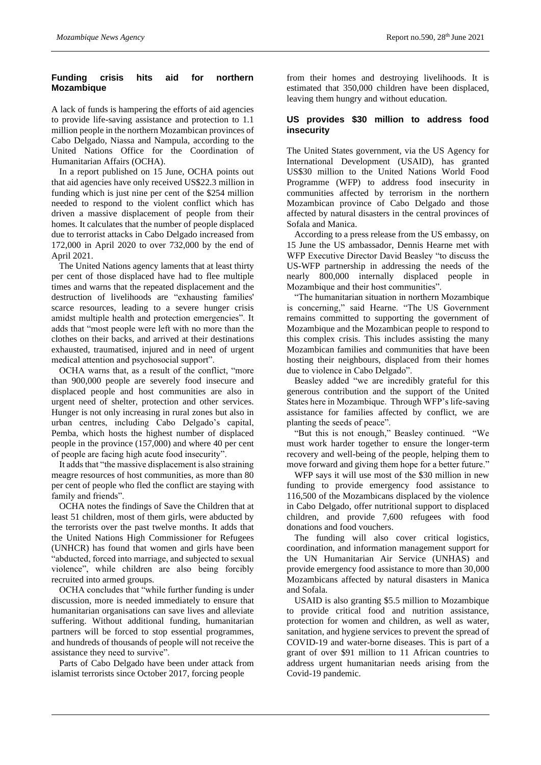## Funding crisis hits aid for northern Mozambique

A lack of funds is hampering the efforts of aid agencies to provide life-saving assistance and protection to 1.1 million people in the northern Mozambican provinces of Cabo Delgado, Niassa and Nampula, according to the United Nations Office for the Coordination of Humanitarian Affairs (OCHA).

In a report published on 15 June, OCHA points out that aid agencies have only received US$22.3 million in funding which is just nine per cent of the $254 million needed to respond to the violent conflict which has driven a massive displacement of people from their homes. It calculates that the number of people displaced due to terrorist attacks in Cabo Delgado increased from 172,000 in April 2020 to over 732,000 by the end of April 2021.

The United Nations agency laments that at least thirty per cent of those displaced have had to flee multiple times and warns that the repeated displacement and the destruction of livelihoods are "exhausting families' scarce resources, leading to a severe hunger crisis amidst multiple health and protection challenges". It adds that "most people were left with no more than the clothes on their backs, and arrived at their destinations exhausted, traumatised, injured and in need of urgent medical attention and psychosocial support".

OCHA warns that, as a result of the conflict, "more than 900,000 people are severely food insecure and displaced people and host communities are also in urgent need of shelter, protection and other services. Hunger is not only increasing in rural zones but also in urban centres, including Cabo Delgado's capital, Pemba, which hosts the highest number of displaced people in the province (157,000) and where 40 per cent of people are facing high acute food insecurity".

It adds that "the massive displacement is also straining meagre resources of host communities, as more than 80 per cent of people who fled the conflict are staying with family and friends".

OCHA notes the findings of Save the Children that at least 51 children, most of them girls, were abducted by the terrorists over the past twelve months. It adds that the United Nations High Commissioner for Refugees (UNHCR) has found that women and girls have been "abducted, forced into marriage, and subjected to sexual violence", while children are also being forcibly recruited into armed groups.

OCHA concludes that "while further funding is under discussion, more is needed immediately to ensure that humanitarian organisations can save lives and alleviate suffering. Without additional funding, humanitarian partners will be forced to stop essential programmes, and hundreds of thousands of people will not receive the assistance they need to survive".

Parts of Cabo Delgado have been under attack from islamist terrorists since October 2017, forcing people from their homes and destroying livelihoods. It is estimated that 350,000 children have been displaced, leaving them hungry and without education.

## US provides $30 million to address food insecurity

The United States government, via the US Agency for International Development (USAID), has granted US$30 million to the United Nations World Food Programme (WFP) to address food insecurity in communities affected by terrorism in the northern Mozambican province of Cabo Delgado and those affected by natural disasters in the central provinces of Sofala and Manica.

According to a press release from the US embassy, on 15 June the US ambassador, Dennis Hearne met with WFP Executive Director David Beasley "to discuss the US-WFP partnership in addressing the needs of the nearly 800,000 internally displaced people in Mozambique and their host communities".

"The humanitarian situation in northern Mozambique is concerning," said Hearne. "The US Government remains committed to supporting the government of Mozambique and the Mozambican people to respond to this complex crisis. This includes assisting the many Mozambican families and communities that have been hosting their neighbours, displaced from their homes due to violence in Cabo Delgado".

Beasley added "we are incredibly grateful for this generous contribution and the support of the United States here in Mozambique. Through WFP's life-saving assistance for families affected by conflict, we are planting the seeds of peace".

"But this is not enough," Beasley continued. "We must work harder together to ensure the longer-term recovery and well-being of the people, helping them to move forward and giving them hope for a better future."

WFP says it will use most of the $30 million in new funding to provide emergency food assistance to 116,500 of the Mozambicans displaced by the violence in Cabo Delgado, offer nutritional support to displaced children, and provide 7,600 refugees with food donations and food vouchers.

The funding will also cover critical logistics, coordination, and information management support for the UN Humanitarian Air Service (UNHAS) and provide emergency food assistance to more than 30,000 Mozambicans affected by natural disasters in Manica and Sofala.

USAID is also granting $5.5 million to Mozambique to provide critical food and nutrition assistance, protection for women and children, as well as water, sanitation, and hygiene services to prevent the spread of COVID-19 and water-borne diseases. This is part of a grant of over $91 million to 11 African countries to address urgent humanitarian needs arising from the Covid-19 pandemic.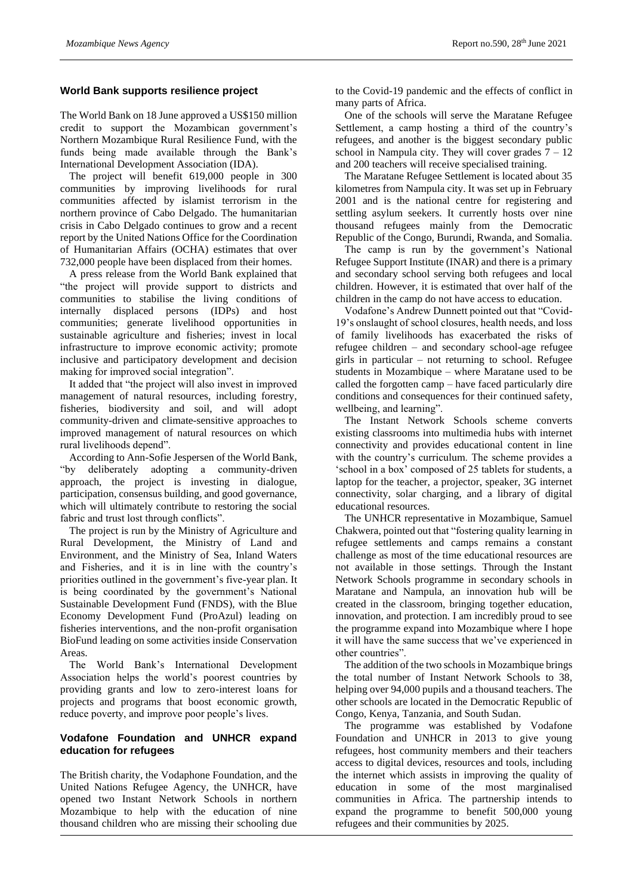## World Bank supports resilience project

The World Bank on 18 June approved a US$150 million credit to support the Mozambican government's Northern Mozambique Rural Resilience Fund, with the funds being made available through the Bank's International Development Association (IDA).

The project will benefit 619,000 people in 300 communities by improving livelihoods for rural communities affected by islamist terrorism in the northern province of Cabo Delgado. The humanitarian crisis in Cabo Delgado continues to grow and a recent report by the United Nations Office for the Coordination of Humanitarian Affairs (OCHA) estimates that over 732,000 people have been displaced from their homes.

A press release from the World Bank explained that "the project will provide support to districts and communities to stabilise the living conditions of internally displaced persons (IDPs) and host communities; generate livelihood opportunities in sustainable agriculture and fisheries; invest in local infrastructure to improve economic activity; promote inclusive and participatory development and decision making for improved social integration".

It added that "the project will also invest in improved management of natural resources, including forestry, fisheries, biodiversity and soil, and will adopt community-driven and climate-sensitive approaches to improved management of natural resources on which rural livelihoods depend".

According to Ann-Sofie Jespersen of the World Bank, "by deliberately adopting a community-driven approach, the project is investing in dialogue, participation, consensus building, and good governance, which will ultimately contribute to restoring the social fabric and trust lost through conflicts".

The project is run by the Ministry of Agriculture and Rural Development, the Ministry of Land and Environment, and the Ministry of Sea, Inland Waters and Fisheries, and it is in line with the country's priorities outlined in the government's five-year plan. It is being coordinated by the government's National Sustainable Development Fund (FNDS), with the Blue Economy Development Fund (ProAzul) leading on fisheries interventions, and the non-profit organisation BioFund leading on some activities inside Conservation Areas.

The World Bank's International Development Association helps the world's poorest countries by providing grants and low to zero-interest loans for projects and programs that boost economic growth, reduce poverty, and improve poor people's lives.

## Vodafone Foundation and UNHCR expand education for refugees

The British charity, the Vodaphone Foundation, and the United Nations Refugee Agency, the UNHCR, have opened two Instant Network Schools in northern Mozambique to help with the education of nine thousand children who are missing their schooling due to the Covid-19 pandemic and the effects of conflict in many parts of Africa.

One of the schools will serve the Maratane Refugee Settlement, a camp hosting a third of the country's refugees, and another is the biggest secondary public school in Nampula city. They will cover grades 7 – 12 and 200 teachers will receive specialised training.

The Maratane Refugee Settlement is located about 35 kilometres from Nampula city. It was set up in February 2001 and is the national centre for registering and settling asylum seekers. It currently hosts over nine thousand refugees mainly from the Democratic Republic of the Congo, Burundi, Rwanda, and Somalia.

The camp is run by the government's National Refugee Support Institute (INAR) and there is a primary and secondary school serving both refugees and local children. However, it is estimated that over half of the children in the camp do not have access to education.

Vodafone's Andrew Dunnett pointed out that "Covid-19's onslaught of school closures, health needs, and loss of family livelihoods has exacerbated the risks of refugee children – and secondary school-age refugee girls in particular – not returning to school. Refugee students in Mozambique – where Maratane used to be called the forgotten camp – have faced particularly dire conditions and consequences for their continued safety, wellbeing, and learning".

The Instant Network Schools scheme converts existing classrooms into multimedia hubs with internet connectivity and provides educational content in line with the country's curriculum. The scheme provides a 'school in a box' composed of 25 tablets for students, a laptop for the teacher, a projector, speaker, 3G internet connectivity, solar charging, and a library of digital educational resources.

The UNHCR representative in Mozambique, Samuel Chakwera, pointed out that "fostering quality learning in refugee settlements and camps remains a constant challenge as most of the time educational resources are not available in those settings. Through the Instant Network Schools programme in secondary schools in Maratane and Nampula, an innovation hub will be created in the classroom, bringing together education, innovation, and protection. I am incredibly proud to see the programme expand into Mozambique where I hope it will have the same success that we've experienced in other countries".

The addition of the two schools in Mozambique brings the total number of Instant Network Schools to 38, helping over 94,000 pupils and a thousand teachers. The other schools are located in the Democratic Republic of Congo, Kenya, Tanzania, and South Sudan.

The programme was established by Vodafone Foundation and UNHCR in 2013 to give young refugees, host community members and their teachers access to digital devices, resources and tools, including the internet which assists in improving the quality of education in some of the most marginalised communities in Africa. The partnership intends to expand the programme to benefit 500,000 young refugees and their communities by 2025.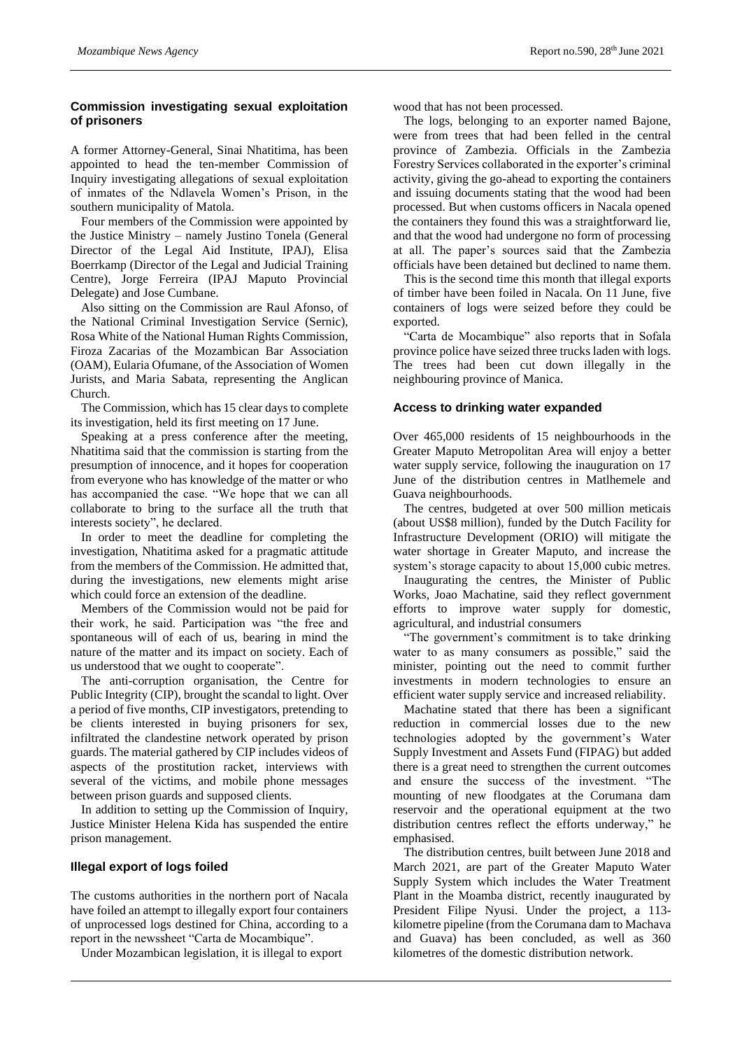### Commission investigating sexual exploitation of prisoners

A former Attorney-General, Sinai Nhatitima, has been appointed to head the ten-member Commission of Inquiry investigating allegations of sexual exploitation of inmates of the Ndlavela Women's Prison, in the southern municipality of Matola.

Four members of the Commission were appointed by the Justice Ministry – namely Justino Tonela (General Director of the Legal Aid Institute, IPAJ), Elisa Boerrkamp (Director of the Legal and Judicial Training Centre), Jorge Ferreira (IPAJ Maputo Provincial Delegate) and Jose Cumbane.

Also sitting on the Commission are Raul Afonso, of the National Criminal Investigation Service (Sernic), Rosa White of the National Human Rights Commission, Firoza Zacarias of the Mozambican Bar Association (OAM), Eularia Ofumane, of the Association of Women Jurists, and Maria Sabata, representing the Anglican Church.

The Commission, which has 15 clear days to complete its investigation, held its first meeting on 17 June.

Speaking at a press conference after the meeting, Nhatitima said that the commission is starting from the presumption of innocence, and it hopes for cooperation from everyone who has knowledge of the matter or who has accompanied the case. "We hope that we can all collaborate to bring to the surface all the truth that interests society", he declared.

In order to meet the deadline for completing the investigation, Nhatitima asked for a pragmatic attitude from the members of the Commission. He admitted that, during the investigations, new elements might arise which could force an extension of the deadline.

Members of the Commission would not be paid for their work, he said. Participation was "the free and spontaneous will of each of us, bearing in mind the nature of the matter and its impact on society. Each of us understood that we ought to cooperate".

The anti-corruption organisation, the Centre for Public Integrity (CIP), brought the scandal to light. Over a period of five months, CIP investigators, pretending to be clients interested in buying prisoners for sex, infiltrated the clandestine network operated by prison guards. The material gathered by CIP includes videos of aspects of the prostitution racket, interviews with several of the victims, and mobile phone messages between prison guards and supposed clients.

In addition to setting up the Commission of Inquiry, Justice Minister Helena Kida has suspended the entire prison management.

### Illegal export of logs foiled

The customs authorities in the northern port of Nacala have foiled an attempt to illegally export four containers of unprocessed logs destined for China, according to a report in the newssheet "Carta de Mocambique".

Under Mozambican legislation, it is illegal to export wood that has not been processed.

The logs, belonging to an exporter named Bajone, were from trees that had been felled in the central province of Zambezia. Officials in the Zambezia Forestry Services collaborated in the exporter's criminal activity, giving the go-ahead to exporting the containers and issuing documents stating that the wood had been processed. But when customs officers in Nacala opened the containers they found this was a straightforward lie, and that the wood had undergone no form of processing at all. The paper's sources said that the Zambezia officials have been detained but declined to name them.

This is the second time this month that illegal exports of timber have been foiled in Nacala. On 11 June, five containers of logs were seized before they could be exported.

"Carta de Mocambique" also reports that in Sofala province police have seized three trucks laden with logs. The trees had been cut down illegally in the neighbouring province of Manica.

### Access to drinking water expanded

Over 465,000 residents of 15 neighbourhoods in the Greater Maputo Metropolitan Area will enjoy a better water supply service, following the inauguration on 17 June of the distribution centres in Matlhemele and Guava neighbourhoods.

The centres, budgeted at over 500 million meticais (about US$8 million), funded by the Dutch Facility for Infrastructure Development (ORIO) will mitigate the water shortage in Greater Maputo, and increase the system's storage capacity to about 15,000 cubic metres.

Inaugurating the centres, the Minister of Public Works, Joao Machatine, said they reflect government efforts to improve water supply for domestic, agricultural, and industrial consumers

"The government's commitment is to take drinking water to as many consumers as possible," said the minister, pointing out the need to commit further investments in modern technologies to ensure an efficient water supply service and increased reliability.

Machatine stated that there has been a significant reduction in commercial losses due to the new technologies adopted by the government's Water Supply Investment and Assets Fund (FIPAG) but added there is a great need to strengthen the current outcomes and ensure the success of the investment. "The mounting of new floodgates at the Corumana dam reservoir and the operational equipment at the two distribution centres reflect the efforts underway," he emphasised.

The distribution centres, built between June 2018 and March 2021, are part of the Greater Maputo Water Supply System which includes the Water Treatment Plant in the Moamba district, recently inaugurated by President Filipe Nyusi. Under the project, a 113-kilometre pipeline (from the Corumana dam to Machava and Guava) has been concluded, as well as 360 kilometres of the domestic distribution network.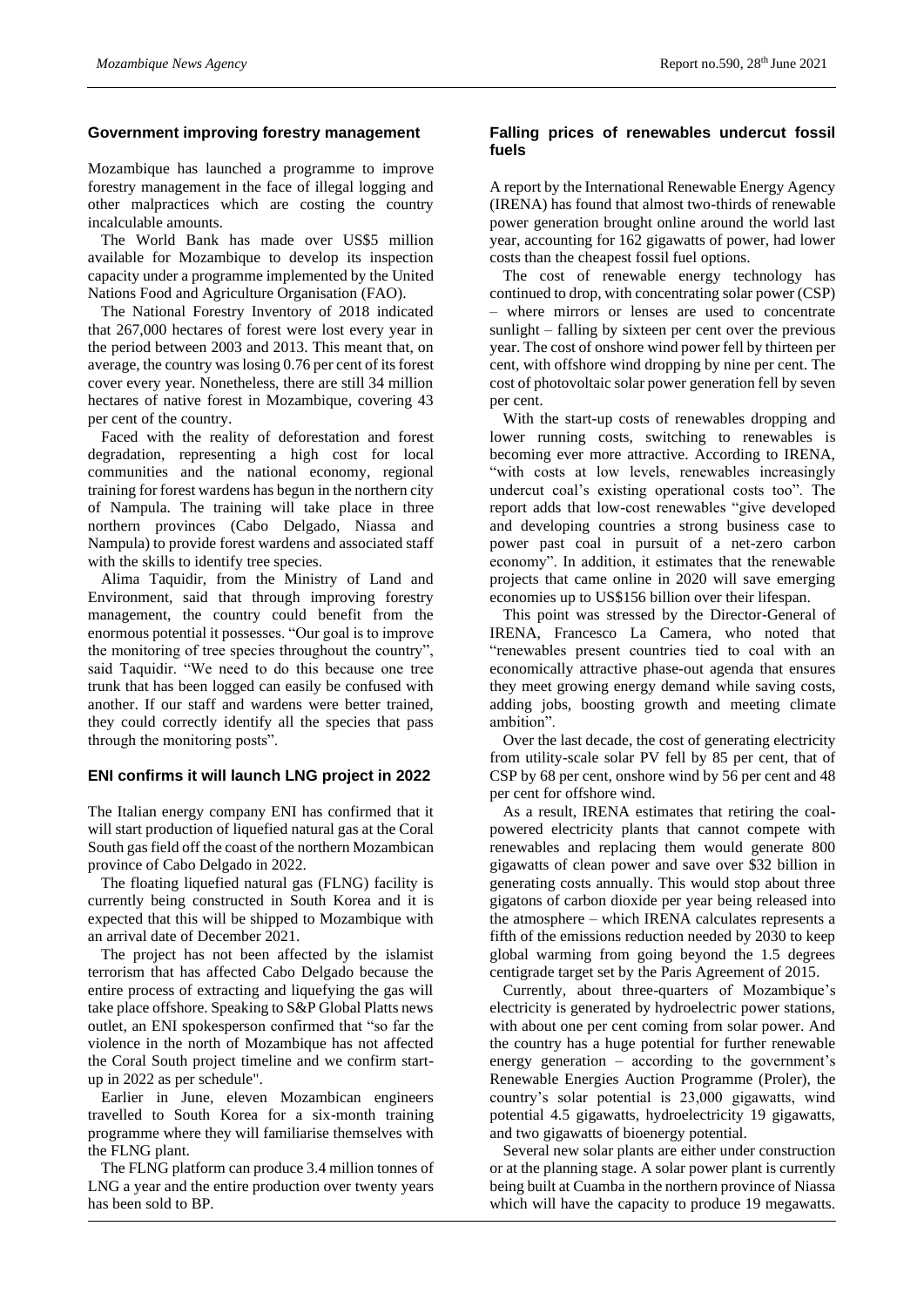## Government improving forestry management

Mozambique has launched a programme to improve forestry management in the face of illegal logging and other malpractices which are costing the country incalculable amounts.

The World Bank has made over US$5 million available for Mozambique to develop its inspection capacity under a programme implemented by the United Nations Food and Agriculture Organisation (FAO).

The National Forestry Inventory of 2018 indicated that 267,000 hectares of forest were lost every year in the period between 2003 and 2013. This meant that, on average, the country was losing 0.76 per cent of its forest cover every year. Nonetheless, there are still 34 million hectares of native forest in Mozambique, covering 43 per cent of the country.

Faced with the reality of deforestation and forest degradation, representing a high cost for local communities and the national economy, regional training for forest wardens has begun in the northern city of Nampula. The training will take place in three northern provinces (Cabo Delgado, Niassa and Nampula) to provide forest wardens and associated staff with the skills to identify tree species.

Alima Taquidir, from the Ministry of Land and Environment, said that through improving forestry management, the country could benefit from the enormous potential it possesses. "Our goal is to improve the monitoring of tree species throughout the country", said Taquidir. "We need to do this because one tree trunk that has been logged can easily be confused with another. If our staff and wardens were better trained, they could correctly identify all the species that pass through the monitoring posts".

## ENI confirms it will launch LNG project in 2022

The Italian energy company ENI has confirmed that it will start production of liquefied natural gas at the Coral South gas field off the coast of the northern Mozambican province of Cabo Delgado in 2022.

The floating liquefied natural gas (FLNG) facility is currently being constructed in South Korea and it is expected that this will be shipped to Mozambique with an arrival date of December 2021.

The project has not been affected by the islamist terrorism that has affected Cabo Delgado because the entire process of extracting and liquefying the gas will take place offshore. Speaking to S&P Global Platts news outlet, an ENI spokesperson confirmed that "so far the violence in the north of Mozambique has not affected the Coral South project timeline and we confirm start-up in 2022 as per schedule".

Earlier in June, eleven Mozambican engineers travelled to South Korea for a six-month training programme where they will familiarise themselves with the FLNG plant.

The FLNG platform can produce 3.4 million tonnes of LNG a year and the entire production over twenty years has been sold to BP.

## Falling prices of renewables undercut fossil fuels

A report by the International Renewable Energy Agency (IRENA) has found that almost two-thirds of renewable power generation brought online around the world last year, accounting for 162 gigawatts of power, had lower costs than the cheapest fossil fuel options.

The cost of renewable energy technology has continued to drop, with concentrating solar power (CSP) – where mirrors or lenses are used to concentrate sunlight – falling by sixteen per cent over the previous year. The cost of onshore wind power fell by thirteen per cent, with offshore wind dropping by nine per cent. The cost of photovoltaic solar power generation fell by seven per cent.

With the start-up costs of renewables dropping and lower running costs, switching to renewables is becoming ever more attractive. According to IRENA, "with costs at low levels, renewables increasingly undercut coal's existing operational costs too". The report adds that low-cost renewables "give developed and developing countries a strong business case to power past coal in pursuit of a net-zero carbon economy". In addition, it estimates that the renewable projects that came online in 2020 will save emerging economies up to US$156 billion over their lifespan.

This point was stressed by the Director-General of IRENA, Francesco La Camera, who noted that "renewables present countries tied to coal with an economically attractive phase-out agenda that ensures they meet growing energy demand while saving costs, adding jobs, boosting growth and meeting climate ambition".

Over the last decade, the cost of generating electricity from utility-scale solar PV fell by 85 per cent, that of CSP by 68 per cent, onshore wind by 56 per cent and 48 per cent for offshore wind.

As a result, IRENA estimates that retiring the coal-powered electricity plants that cannot compete with renewables and replacing them would generate 800 gigawatts of clean power and save over $32 billion in generating costs annually. This would stop about three gigatons of carbon dioxide per year being released into the atmosphere – which IRENA calculates represents a fifth of the emissions reduction needed by 2030 to keep global warming from going beyond the 1.5 degrees centigrade target set by the Paris Agreement of 2015.

Currently, about three-quarters of Mozambique's electricity is generated by hydroelectric power stations, with about one per cent coming from solar power. And the country has a huge potential for further renewable energy generation – according to the government's Renewable Energies Auction Programme (Proler), the country's solar potential is 23,000 gigawatts, wind potential 4.5 gigawatts, hydroelectricity 19 gigawatts, and two gigawatts of bioenergy potential.

Several new solar plants are either under construction or at the planning stage. A solar power plant is currently being built at Cuamba in the northern province of Niassa which will have the capacity to produce 19 megawatts.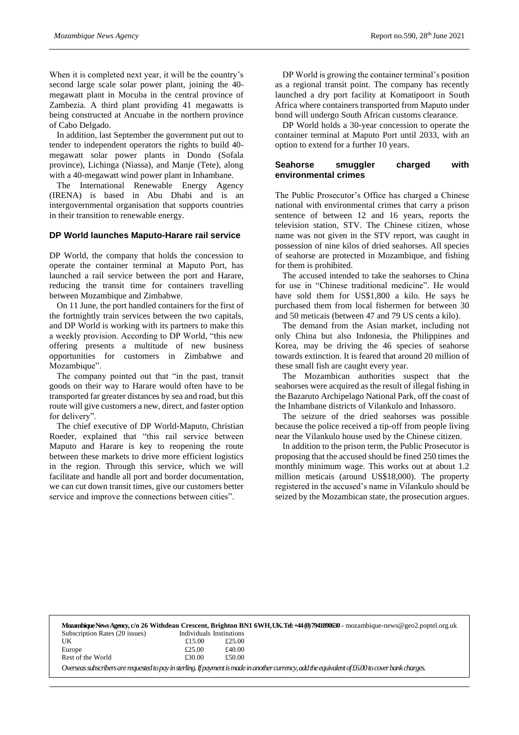When it is completed next year, it will be the country's second large scale solar power plant, joining the 40-megawatt plant in Mocuba in the central province of Zambezia. A third plant providing 41 megawatts is being constructed at Ancuabe in the northern province of Cabo Delgado.

In addition, last September the government put out to tender to independent operators the rights to build 40-megawatt solar power plants in Dondo (Sofala province), Lichinga (Niassa), and Manje (Tete), along with a 40-megawatt wind power plant in Inhambane.

The International Renewable Energy Agency (IRENA) is based in Abu Dhabi and is an intergovernmental organisation that supports countries in their transition to renewable energy.

### DP World launches Maputo-Harare rail service

DP World, the company that holds the concession to operate the container terminal at Maputo Port, has launched a rail service between the port and Harare, reducing the transit time for containers travelling between Mozambique and Zimbabwe.

On 11 June, the port handled containers for the first of the fortnightly train services between the two capitals, and DP World is working with its partners to make this a weekly provision. According to DP World, "this new offering presents a multitude of new business opportunities for customers in Zimbabwe and Mozambique".

The company pointed out that "in the past, transit goods on their way to Harare would often have to be transported far greater distances by sea and road, but this route will give customers a new, direct, and faster option for delivery".

The chief executive of DP World-Maputo, Christian Roeder, explained that "this rail service between Maputo and Harare is key to reopening the route between these markets to drive more efficient logistics in the region. Through this service, which we will facilitate and handle all port and border documentation, we can cut down transit times, give our customers better service and improve the connections between cities".

DP World is growing the container terminal's position as a regional transit point. The company has recently launched a dry port facility at Komatipoort in South Africa where containers transported from Maputo under bond will undergo South African customs clearance.

DP World holds a 30-year concession to operate the container terminal at Maputo Port until 2033, with an option to extend for a further 10 years.

### Seahorse smuggler charged with environmental crimes

The Public Prosecutor's Office has charged a Chinese national with environmental crimes that carry a prison sentence of between 12 and 16 years, reports the television station, STV. The Chinese citizen, whose name was not given in the STV report, was caught in possession of nine kilos of dried seahorses. All species of seahorse are protected in Mozambique, and fishing for them is prohibited.

The accused intended to take the seahorses to China for use in "Chinese traditional medicine". He would have sold them for US$1,800 a kilo. He says he purchased them from local fishermen for between 30 and 50 meticais (between 47 and 79 US cents a kilo).

The demand from the Asian market, including not only China but also Indonesia, the Philippines and Korea, may be driving the 46 species of seahorse towards extinction. It is feared that around 20 million of these small fish are caught every year.

The Mozambican authorities suspect that the seahorses were acquired as the result of illegal fishing in the Bazaruto Archipelago National Park, off the coast of the Inhambane districts of Vilankulo and Inhassoro.

The seizure of the dried seahorses was possible because the police received a tip-off from people living near the Vilankulo house used by the Chinese citizen.

In addition to the prison term, the Public Prosecutor is proposing that the accused should be fined 250 times the monthly minimum wage. This works out at about 1.2 million meticais (around US$18,000). The property registered in the accused's name in Vilankulo should be seized by the Mozambican state, the prosecution argues.

**Mozambique News Agency, c/o 26 Withdean Crescent, Brighton BN1 6WH, UK. Tel: +44 (0) 7941890630** - mozambique-news@geo2.poptel.org.uk

| Subscription Rates (20 issues) | Individuals | Institutions |
|---|---|---|
| UK | £15.00 | £25.00 |
| Europe | £25.00 | £40.00 |
| Rest of the World | £30.00 | £50.00 |

*Overseas subscribers are requested to pay in sterling. If payment is made in another currency, add the equivalent of £6.00 to cover bank charges.*